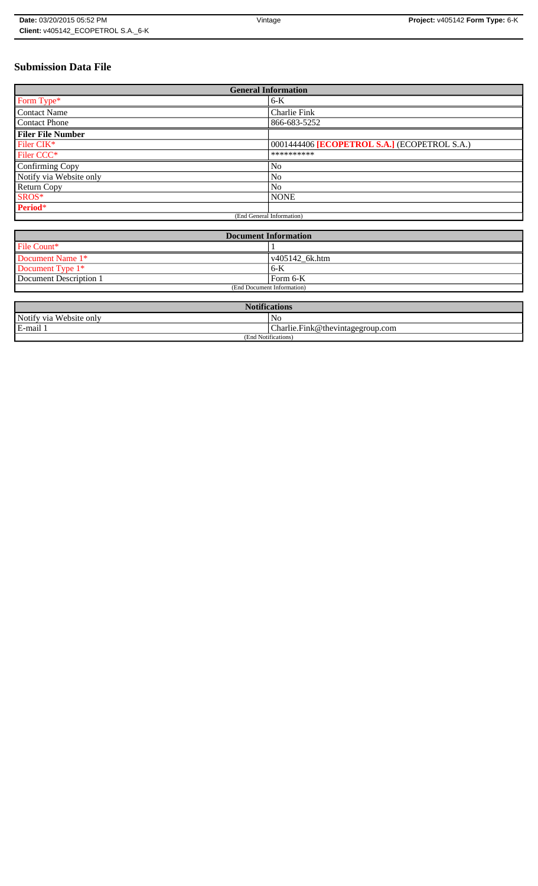# Submission Data File

| General Information | |
|---|---|
| Form Type* | 6-K |
| Contact Name | Charlie Fink |
| Contact Phone | 866-683-5252 |
| **Filer File Number** | |
| Filer CIK* | 0001444406 **[ECOPETROL S.A.]** (ECOPETROL S.A.) |
| Filer CCC* | ********** |
| Confirming Copy | No |
| Notify via Website only | No |
| Return Copy | No |
| SROS* | NONE |
| **Period*** | |
| (End General Information) | |

| Document Information | |
|---|---|
| File Count* | 1 |
| Document Name 1* | v405142_6k.htm |
| Document Type 1* | 6-K |
| Document Description 1 | Form 6-K |
| (End Document Information) | |

| Notifications | |
|---|---|
| Notify via Website only | No |
| E-mail 1 | Charlie.Fink@thevintagegroup.com |
| (End Notifications) | |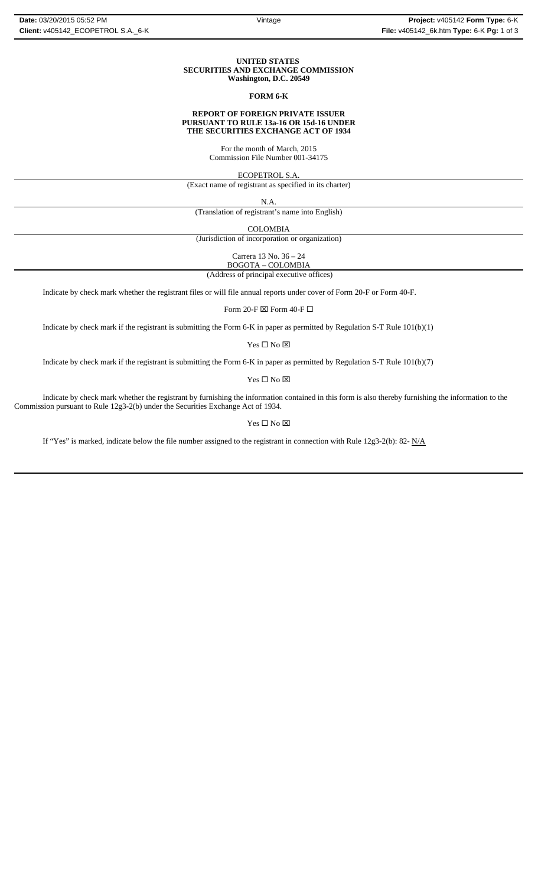**UNITED STATES**
**SECURITIES AND EXCHANGE COMMISSION**
**Washington, D.C. 20549**

**FORM 6-K**

**REPORT OF FOREIGN PRIVATE ISSUER**
**PURSUANT TO RULE 13a-16 OR 15d-16 UNDER**
**THE SECURITIES EXCHANGE ACT OF 1934**

For the month of March, 2015
Commission File Number 001-34175

ECOPETROL S.A.
(Exact name of registrant as specified in its charter)

N.A.
(Translation of registrant's name into English)

COLOMBIA
(Jurisdiction of incorporation or organization)

Carrera 13 No. 36 – 24
BOGOTA – COLOMBIA
(Address of principal executive offices)

Indicate by check mark whether the registrant files or will file annual reports under cover of Form 20-F or Form 40-F.

Form 20-F ☒ Form 40-F ☐

Indicate by check mark if the registrant is submitting the Form 6-K in paper as permitted by Regulation S-T Rule 101(b)(1)

Yes ☐ No ☒

Indicate by check mark if the registrant is submitting the Form 6-K in paper as permitted by Regulation S-T Rule 101(b)(7)

Yes ☐ No ☒

Indicate by check mark whether the registrant by furnishing the information contained in this form is also thereby furnishing the information to the Commission pursuant to Rule 12g3-2(b) under the Securities Exchange Act of 1934.

Yes ☐ No ☒

If "Yes" is marked, indicate below the file number assigned to the registrant in connection with Rule 12g3-2(b): 82- N/A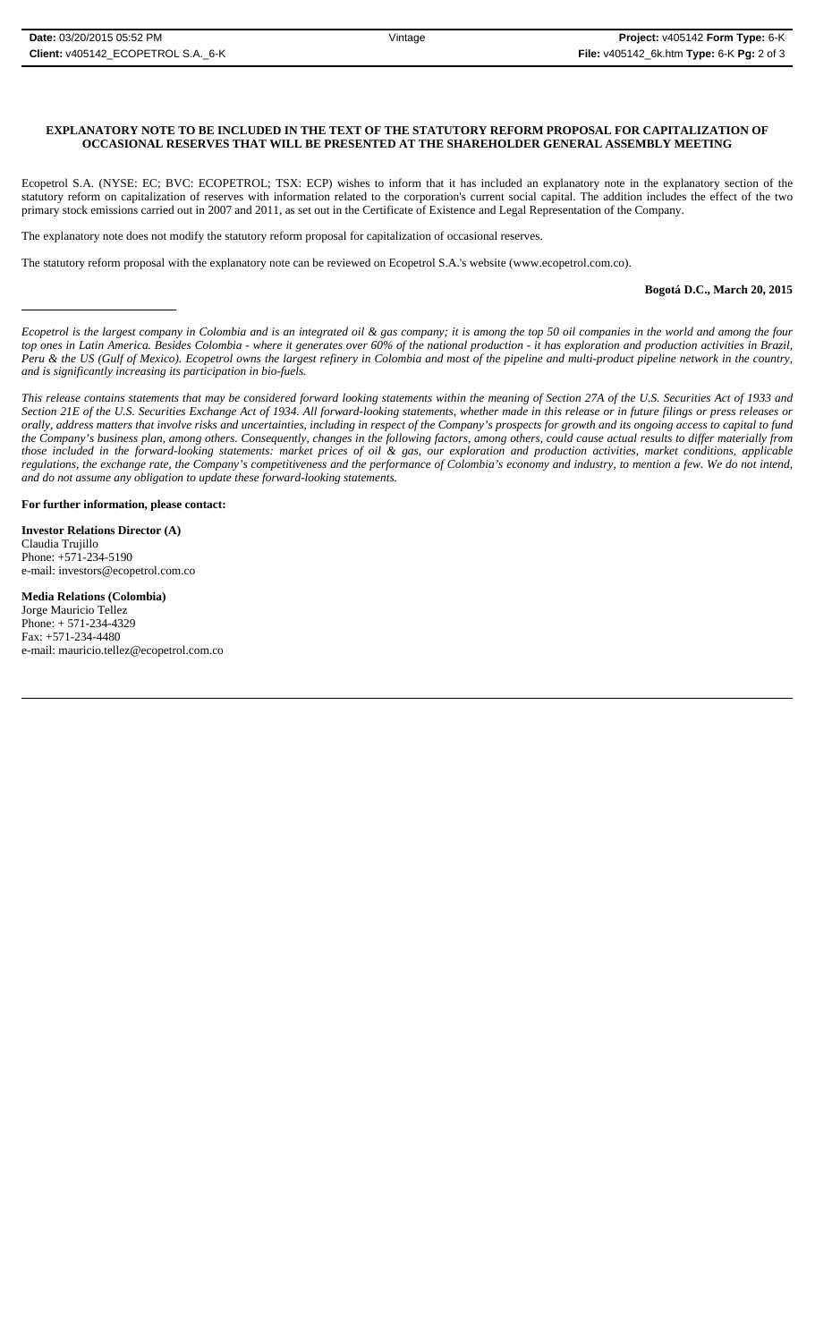**EXPLANATORY NOTE TO BE INCLUDED IN THE TEXT OF THE STATUTORY REFORM PROPOSAL FOR CAPITALIZATION OF OCCASIONAL RESERVES THAT WILL BE PRESENTED AT THE SHAREHOLDER GENERAL ASSEMBLY MEETING**

Ecopetrol S.A. (NYSE: EC; BVC: ECOPETROL; TSX: ECP) wishes to inform that it has included an explanatory note in the explanatory section of the statutory reform on capitalization of reserves with information related to the corporation's current social capital. The addition includes the effect of the two primary stock emissions carried out in 2007 and 2011, as set out in the Certificate of Existence and Legal Representation of the Company.

The explanatory note does not modify the statutory reform proposal for capitalization of occasional reserves.

The statutory reform proposal with the explanatory note can be reviewed on Ecopetrol S.A.'s website (www.ecopetrol.com.co).

**Bogotá D.C., March 20, 2015**

---

*Ecopetrol is the largest company in Colombia and is an integrated oil & gas company; it is among the top 50 oil companies in the world and among the four top ones in Latin America. Besides Colombia - where it generates over 60% of the national production - it has exploration and production activities in Brazil, Peru & the US (Gulf of Mexico). Ecopetrol owns the largest refinery in Colombia and most of the pipeline and multi-product pipeline network in the country, and is significantly increasing its participation in bio-fuels.*

*This release contains statements that may be considered forward looking statements within the meaning of Section 27A of the U.S. Securities Act of 1933 and Section 21E of the U.S. Securities Exchange Act of 1934. All forward-looking statements, whether made in this release or in future filings or press releases or orally, address matters that involve risks and uncertainties, including in respect of the Company's prospects for growth and its ongoing access to capital to fund the Company's business plan, among others. Consequently, changes in the following factors, among others, could cause actual results to differ materially from those included in the forward-looking statements: market prices of oil & gas, our exploration and production activities, market conditions, applicable regulations, the exchange rate, the Company's competitiveness and the performance of Colombia's economy and industry, to mention a few. We do not intend, and do not assume any obligation to update these forward-looking statements.*

**For further information, please contact:**

**Investor Relations Director (A)**
Claudia Trujillo
Phone: +571-234-5190
e-mail: investors@ecopetrol.com.co

**Media Relations (Colombia)**
Jorge Mauricio Tellez
Phone: + 571-234-4329
Fax: +571-234-4480
e-mail: mauricio.tellez@ecopetrol.com.co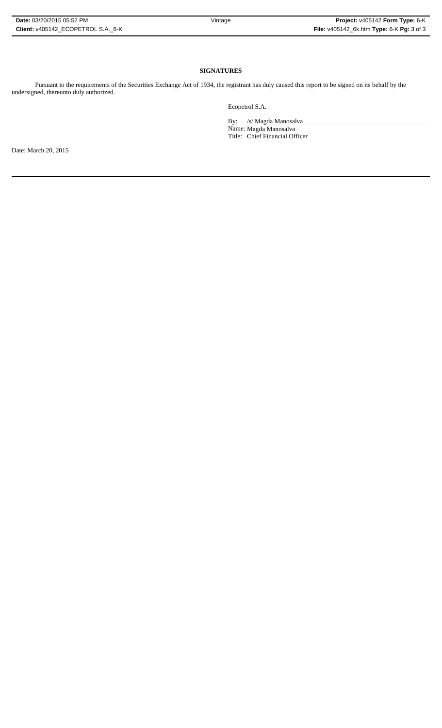**SIGNATURES**

Pursuant to the requirements of the Securities Exchange Act of 1934, the registrant has duly caused this report to be signed on its behalf by the undersigned, thereunto duly authorized.

Ecopetrol S.A.

By: /s/ Magda Manosalva
Name: Magda Manosalva
Title: Chief Financial Officer

Date: March 20, 2015